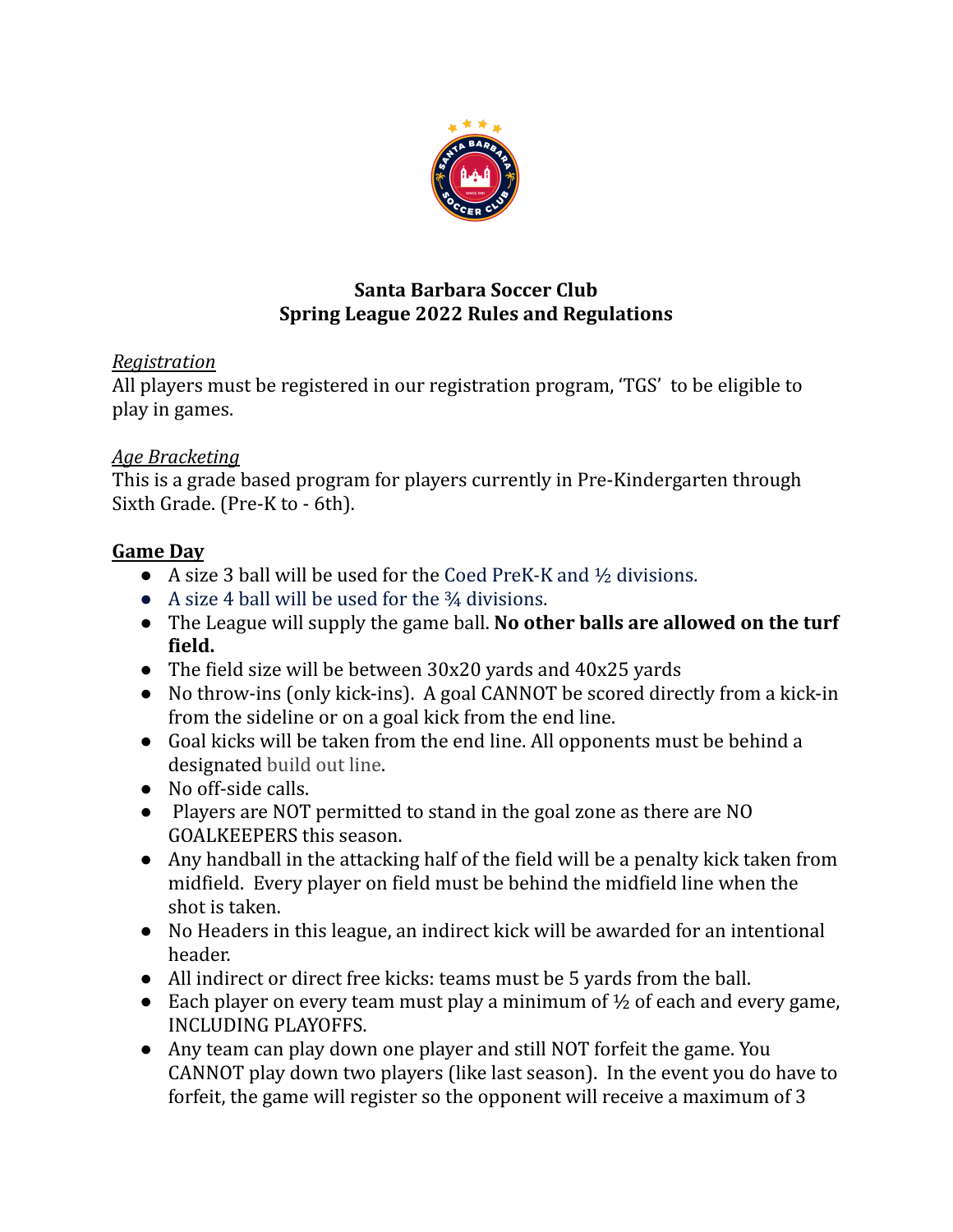# Santa Barbara Soccer Club
# Spring League 2022 Rules and Regulations

*Registration*

All players must be registered in our registration program, 'TGS' to be eligible to play in games.

*Age Bracketing*

This is a grade based program for players currently in Pre-Kindergarten through Sixth Grade. (Pre-K to - 6th).

## Game Day

- A size 3 ball will be used for the Coed PreK-K and ½ divisions.
- A size 4 ball will be used for the ¾ divisions.
- The League will supply the game ball. **No other balls are allowed on the turf field.**
- The field size will be between 30x20 yards and 40x25 yards
- No throw-ins (only kick-ins). A goal CANNOT be scored directly from a kick-in from the sideline or on a goal kick from the end line.
- Goal kicks will be taken from the end line. All opponents must be behind a designated build out line.
- No off-side calls.
- Players are NOT permitted to stand in the goal zone as there are NO GOALKEEPERS this season.
- Any handball in the attacking half of the field will be a penalty kick taken from midfield. Every player on field must be behind the midfield line when the shot is taken.
- No Headers in this league, an indirect kick will be awarded for an intentional header.
- All indirect or direct free kicks: teams must be 5 yards from the ball.
- Each player on every team must play a minimum of ½ of each and every game, INCLUDING PLAYOFFS.
- Any team can play down one player and still NOT forfeit the game. You CANNOT play down two players (like last season). In the event you do have to forfeit, the game will register so the opponent will receive a maximum of 3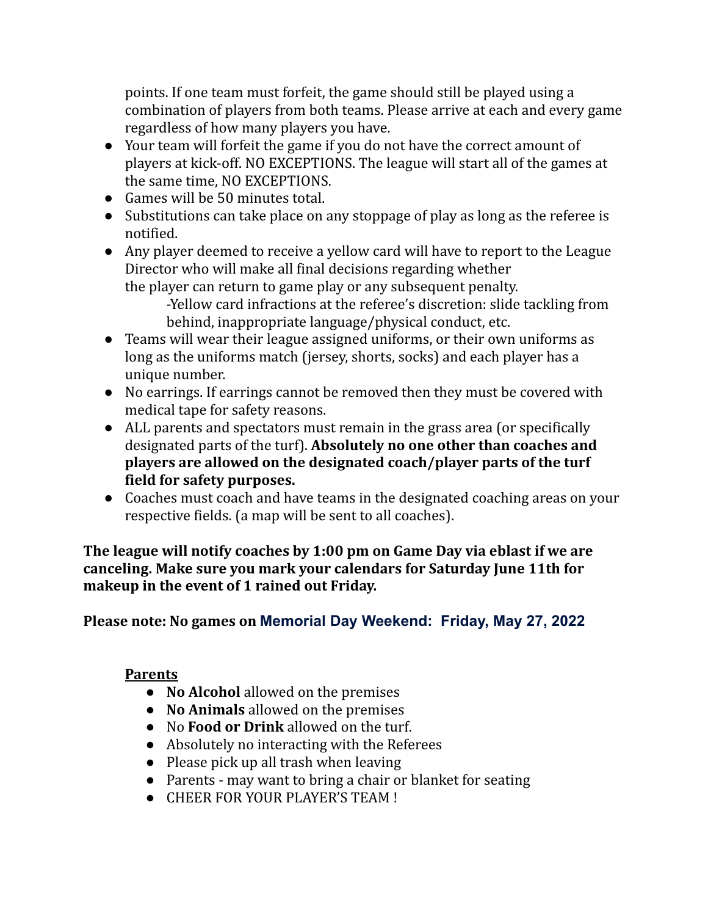points. If one team must forfeit, the game should still be played using a combination of players from both teams. Please arrive at each and every game regardless of how many players you have.

- Your team will forfeit the game if you do not have the correct amount of players at kick-off. NO EXCEPTIONS. The league will start all of the games at the same time, NO EXCEPTIONS.
- Games will be 50 minutes total.
- Substitutions can take place on any stoppage of play as long as the referee is notified.
- Any player deemed to receive a yellow card will have to report to the League Director who will make all final decisions regarding whether the player can return to game play or any subsequent penalty.
    - -Yellow card infractions at the referee's discretion: slide tackling from behind, inappropriate language/physical conduct, etc.
- Teams will wear their league assigned uniforms, or their own uniforms as long as the uniforms match (jersey, shorts, socks) and each player has a unique number.
- No earrings. If earrings cannot be removed then they must be covered with medical tape for safety reasons.
- ALL parents and spectators must remain in the grass area (or specifically designated parts of the turf). **Absolutely no one other than coaches and players are allowed on the designated coach/player parts of the turf field for safety purposes.**
- Coaches must coach and have teams in the designated coaching areas on your respective fields. (a map will be sent to all coaches).

**The league will notify coaches by 1:00 pm on Game Day via eblast if we are canceling. Make sure you mark your calendars for Saturday June 11th for makeup in the event of 1 rained out Friday.**

**Please note: No games on Memorial Day Weekend: Friday, May 27, 2022**

**Parents**

- **No Alcohol** allowed on the premises
- **No Animals** allowed on the premises
- No **Food or Drink** allowed on the turf.
- Absolutely no interacting with the Referees
- Please pick up all trash when leaving
- Parents - may want to bring a chair or blanket for seating
- CHEER FOR YOUR PLAYER'S TEAM !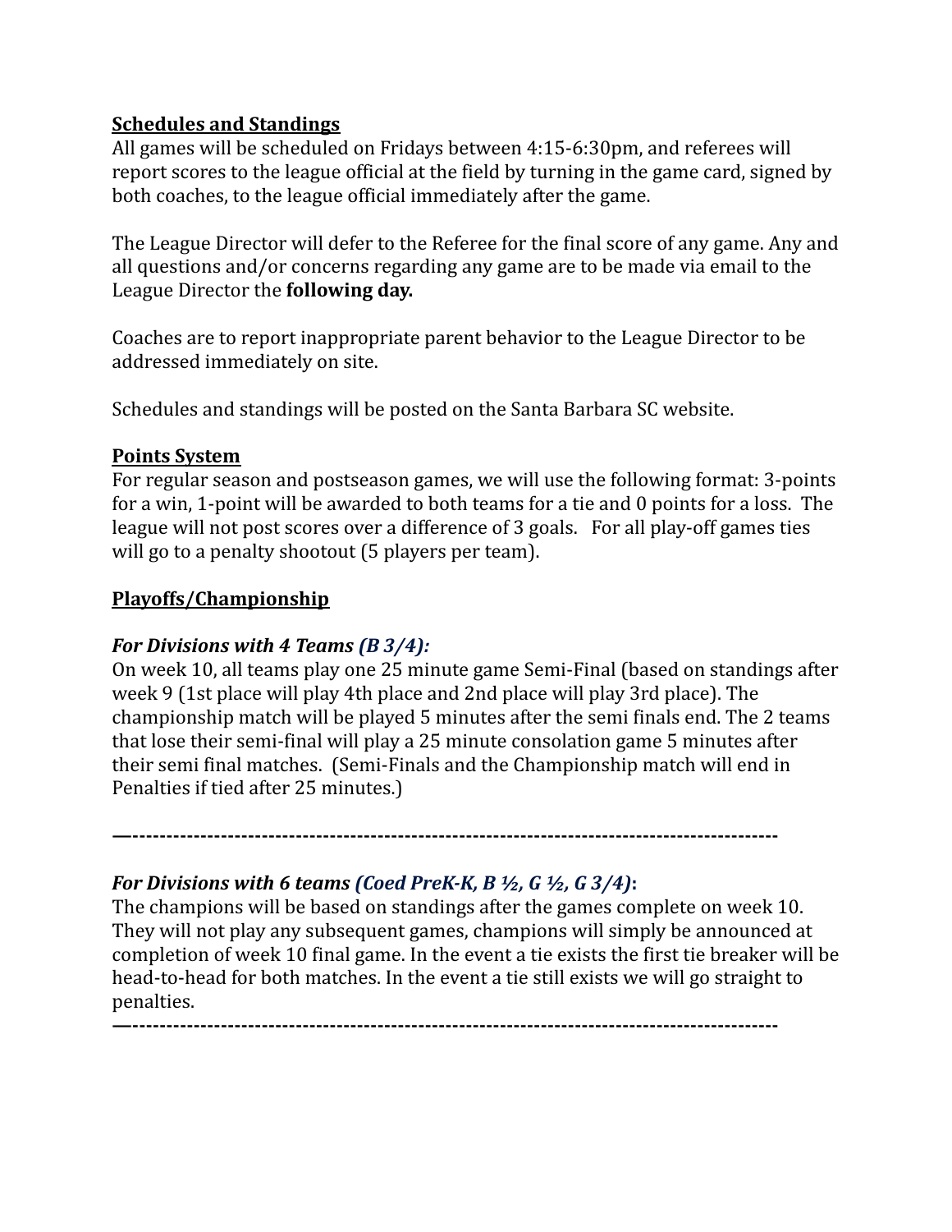**<u>Schedules and Standings</u>**

All games will be scheduled on Fridays between 4:15-6:30pm, and referees will report scores to the league official at the field by turning in the game card, signed by both coaches, to the league official immediately after the game.

The League Director will defer to the Referee for the final score of any game. Any and all questions and/or concerns regarding any game are to be made via email to the League Director the **following day.**

Coaches are to report inappropriate parent behavior to the League Director to be addressed immediately on site.

Schedules and standings will be posted on the Santa Barbara SC website.

**<u>Points System</u>**

For regular season and postseason games, we will use the following format: 3-points for a win, 1-point will be awarded to both teams for a tie and 0 points for a loss. The league will not post scores over a difference of 3 goals. For all play-off games ties will go to a penalty shootout (5 players per team).

**<u>Playoffs/Championship</u>**

***For Divisions with 4 Teams (B 3/4):***

On week 10, all teams play one 25 minute game Semi-Final (based on standings after week 9 (1st place will play 4th place and 2nd place will play 3rd place). The championship match will be played 5 minutes after the semi finals end. The 2 teams that lose their semi-final will play a 25 minute consolation game 5 minutes after their semi final matches. (Semi-Finals and the Championship match will end in Penalties if tied after 25 minutes.)

**—--------------------------------------------------------------------------------------------------**

***For Divisions with 6 teams (Coed PreK-K, B ½, G ½, G 3/4)*:**

The champions will be based on standings after the games complete on week 10. They will not play any subsequent games, champions will simply be announced at completion of week 10 final game. In the event a tie exists the first tie breaker will be head-to-head for both matches. In the event a tie still exists we will go straight to penalties.

**—--------------------------------------------------------------------------------------------------**